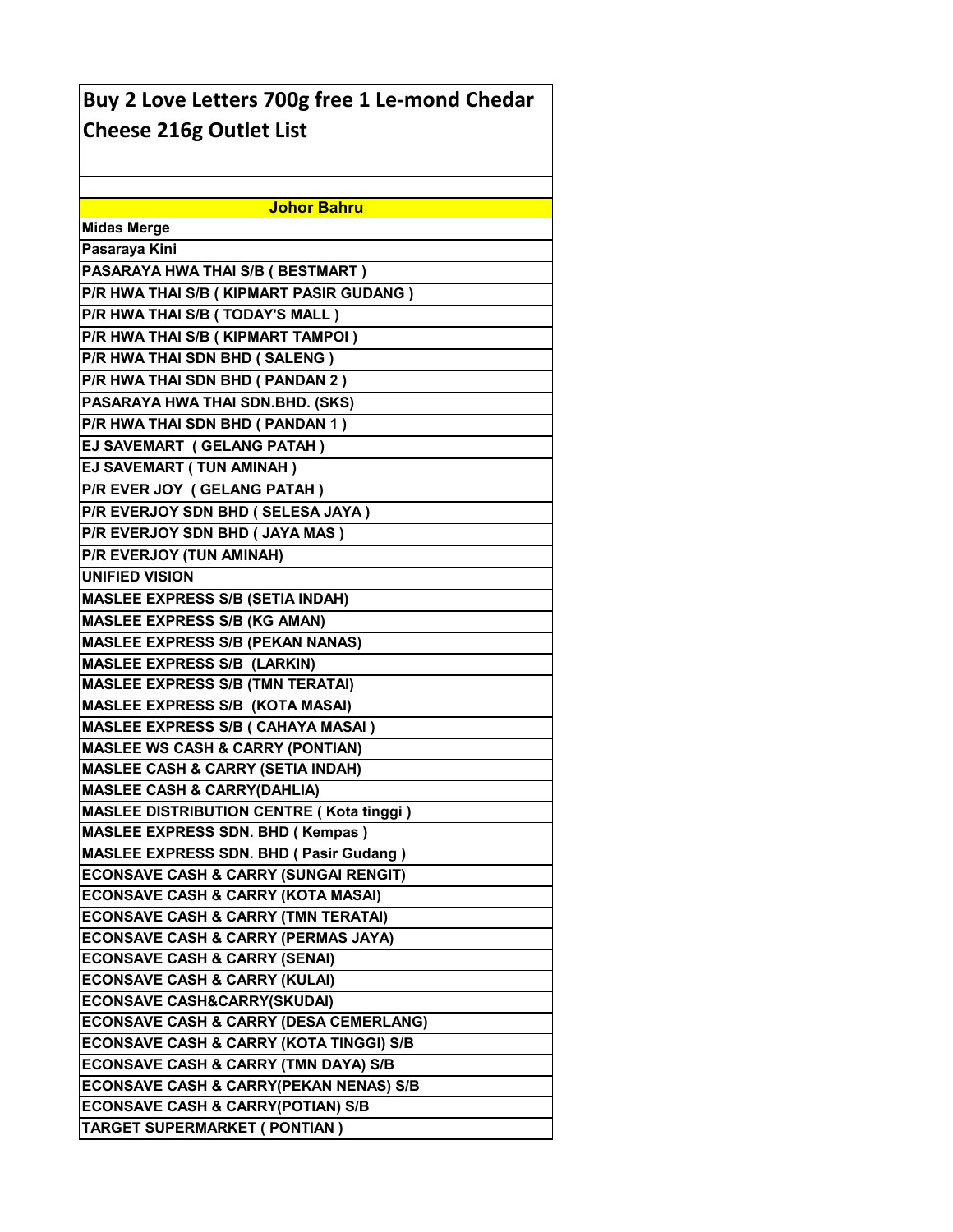# Buy 2 Love Letters 700g free 1 Le-mond Chedar Cheese 216g Outlet List

| Johor Bahru |
|---|
| Midas Merge |
| Pasaraya Kini |
| PASARAYA HWA THAI S/B ( BESTMART ) |
| P/R HWA THAI S/B ( KIPMART PASIR GUDANG ) |
| P/R HWA THAI S/B ( TODAY'S MALL ) |
| P/R HWA THAI S/B ( KIPMART TAMPOI ) |
| P/R HWA THAI SDN BHD ( SALENG ) |
| P/R HWA THAI SDN BHD ( PANDAN 2 ) |
| PASARAYA HWA THAI SDN.BHD. (SKS) |
| P/R HWA THAI SDN BHD ( PANDAN 1 ) |
| EJ SAVEMART ( GELANG PATAH ) |
| EJ SAVEMART ( TUN AMINAH ) |
| P/R EVER JOY ( GELANG PATAH ) |
| P/R EVERJOY SDN BHD ( SELESA JAYA ) |
| P/R EVERJOY SDN BHD ( JAYA MAS ) |
| P/R EVERJOY (TUN AMINAH) |
| UNIFIED VISION |
| MASLEE EXPRESS S/B (SETIA INDAH) |
| MASLEE EXPRESS S/B (KG AMAN) |
| MASLEE EXPRESS S/B (PEKAN NANAS) |
| MASLEE EXPRESS S/B (LARKIN) |
| MASLEE EXPRESS S/B (TMN TERATAI) |
| MASLEE EXPRESS S/B (KOTA MASAI) |
| MASLEE EXPRESS S/B ( CAHAYA MASAI ) |
| MASLEE WS CASH & CARRY (PONTIAN) |
| MASLEE CASH & CARRY (SETIA INDAH) |
| MASLEE CASH & CARRY(DAHLIA) |
| MASLEE DISTRIBUTION CENTRE ( Kota tinggi ) |
| MASLEE EXPRESS SDN. BHD ( Kempas ) |
| MASLEE EXPRESS SDN. BHD ( Pasir Gudang ) |
| ECONSAVE CASH & CARRY (SUNGAI RENGIT) |
| ECONSAVE CASH & CARRY (KOTA MASAI) |
| ECONSAVE CASH & CARRY (TMN TERATAI) |
| ECONSAVE CASH & CARRY (PERMAS JAYA) |
| ECONSAVE CASH & CARRY (SENAI) |
| ECONSAVE CASH & CARRY (KULAI) |
| ECONSAVE CASH&CARRY(SKUDAI) |
| ECONSAVE CASH & CARRY (DESA CEMERLANG) |
| ECONSAVE CASH & CARRY (KOTA TINGGI) S/B |
| ECONSAVE CASH & CARRY (TMN DAYA) S/B |
| ECONSAVE CASH & CARRY(PEKAN NENAS) S/B |
| ECONSAVE CASH & CARRY(POTIAN) S/B |
| TARGET SUPERMARKET ( PONTIAN ) |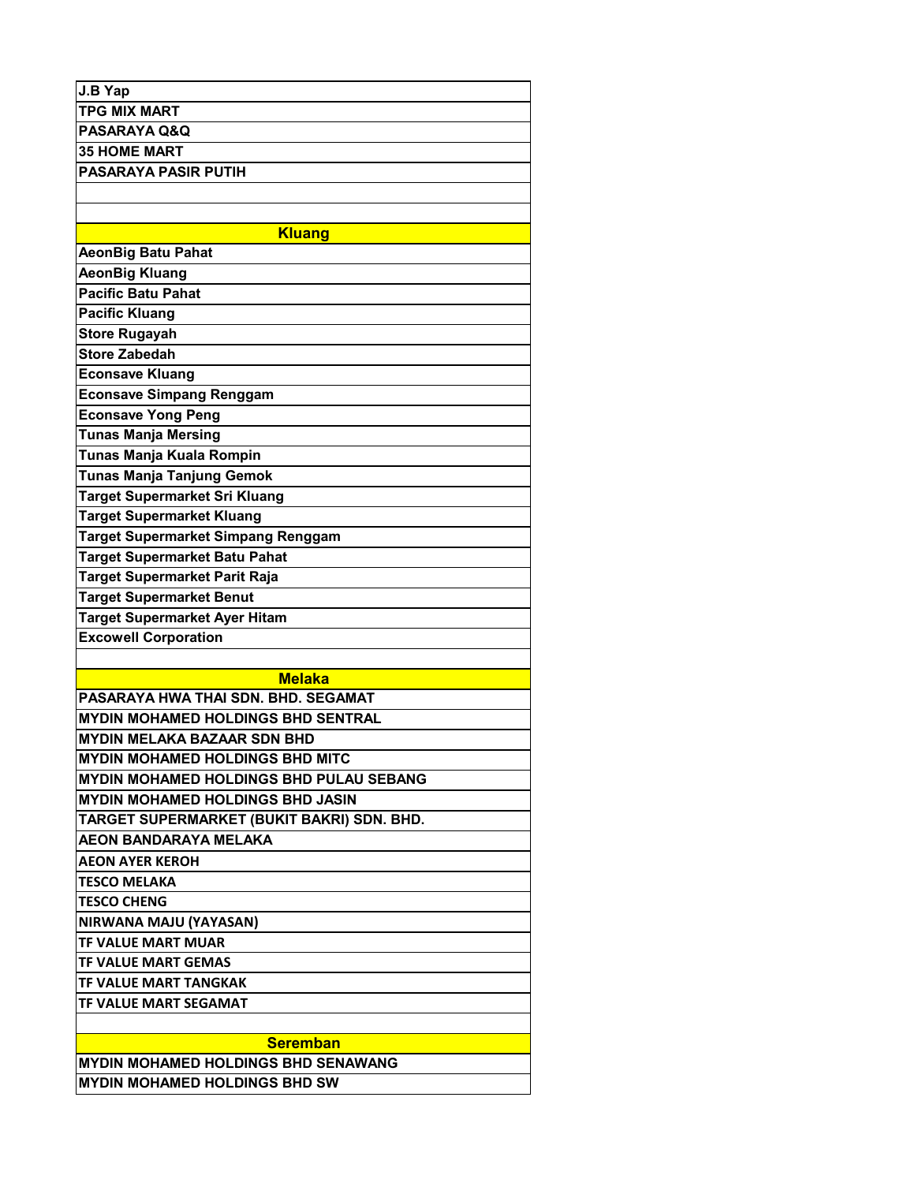| J.B Yap |
|---|
| TPG MIX MART |
| PASARAYA Q&Q |
| 35 HOME MART |
| PASARAYA PASIR PUTIH |
| |
| |
| **Kluang** |
| AeonBig Batu Pahat |
| AeonBig Kluang |
| Pacific Batu Pahat |
| Pacific Kluang |
| Store Rugayah |
| Store Zabedah |
| Econsave Kluang |
| Econsave Simpang Renggam |
| Econsave Yong Peng |
| Tunas Manja Mersing |
| Tunas Manja Kuala Rompin |
| Tunas Manja Tanjung Gemok |
| Target Supermarket Sri Kluang |
| Target Supermarket Kluang |
| Target Supermarket Simpang Renggam |
| Target Supermarket Batu Pahat |
| Target Supermarket Parit Raja |
| Target Supermarket Benut |
| Target Supermarket Ayer Hitam |
| Excowell Corporation |
| |
| **Melaka** |
| PASARAYA HWA THAI SDN. BHD. SEGAMAT |
| MYDIN MOHAMED HOLDINGS BHD SENTRAL |
| MYDIN MELAKA BAZAAR SDN BHD |
| MYDIN MOHAMED HOLDINGS BHD MITC |
| MYDIN MOHAMED HOLDINGS BHD PULAU SEBANG |
| MYDIN MOHAMED HOLDINGS BHD JASIN |
| TARGET SUPERMARKET (BUKIT BAKRI) SDN. BHD. |
| AEON BANDARAYA MELAKA |
| AEON AYER KEROH |
| TESCO MELAKA |
| TESCO CHENG |
| NIRWANA MAJU (YAYASAN) |
| TF VALUE MART MUAR |
| TF VALUE MART GEMAS |
| TF VALUE MART TANGKAK |
| TF VALUE MART SEGAMAT |
| |
| **Seremban** |
| MYDIN MOHAMED HOLDINGS BHD SENAWANG |
| MYDIN MOHAMED HOLDINGS BHD SW |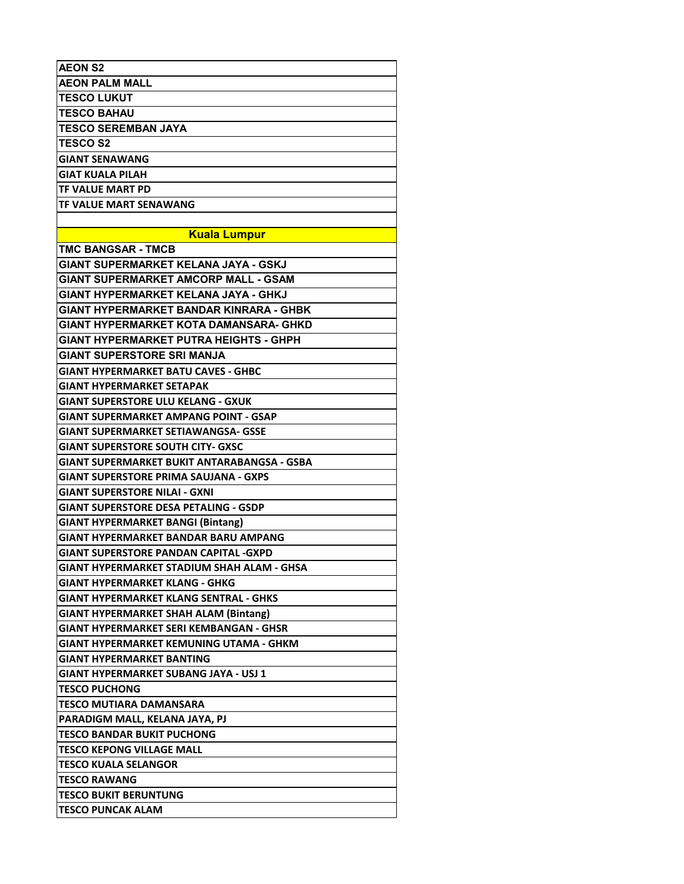| AEON S2 |
|---|
| AEON PALM MALL |
| TESCO LUKUT |
| TESCO BAHAU |
| TESCO SEREMBAN JAYA |
| TESCO S2 |
| GIANT SENAWANG |
| GIAT KUALA PILAH |
| TF VALUE MART PD |
| TF VALUE MART SENAWANG |
| |
| **Kuala Lumpur** |
| TMC BANGSAR - TMCB |
| GIANT SUPERMARKET KELANA JAYA - GSKJ |
| GIANT SUPERMARKET AMCORP MALL - GSAM |
| GIANT HYPERMARKET KELANA JAYA - GHKJ |
| GIANT HYPERMARKET BANDAR KINRARA - GHBK |
| GIANT HYPERMARKET KOTA DAMANSARA- GHKD |
| GIANT HYPERMARKET PUTRA HEIGHTS - GHPH |
| GIANT SUPERSTORE SRI MANJA |
| GIANT HYPERMARKET BATU CAVES - GHBC |
| GIANT HYPERMARKET SETAPAK |
| GIANT SUPERSTORE ULU KELANG - GXUK |
| GIANT SUPERMARKET AMPANG POINT - GSAP |
| GIANT SUPERMARKET SETIAWANGSA- GSSE |
| GIANT SUPERSTORE SOUTH CITY- GXSC |
| GIANT SUPERMARKET BUKIT ANTARABANGSA - GSBA |
| GIANT SUPERSTORE PRIMA SAUJANA - GXPS |
| GIANT SUPERSTORE NILAI - GXNI |
| GIANT SUPERSTORE DESA PETALING - GSDP |
| GIANT HYPERMARKET BANGI (Bintang) |
| GIANT HYPERMARKET BANDAR BARU AMPANG |
| GIANT SUPERSTORE PANDAN CAPITAL -GXPD |
| GIANT HYPERMARKET STADIUM SHAH ALAM - GHSA |
| GIANT HYPERMARKET KLANG - GHKG |
| GIANT HYPERMARKET KLANG SENTRAL - GHKS |
| GIANT HYPERMARKET SHAH ALAM (Bintang) |
| GIANT HYPERMARKET SERI KEMBANGAN - GHSR |
| GIANT HYPERMARKET KEMUNING UTAMA - GHKM |
| GIANT HYPERMARKET BANTING |
| GIANT HYPERMARKET SUBANG JAYA - USJ 1 |
| TESCO PUCHONG |
| TESCO MUTIARA DAMANSARA |
| PARADIGM MALL, KELANA JAYA, PJ |
| TESCO BANDAR BUKIT PUCHONG |
| TESCO KEPONG VILLAGE MALL |
| TESCO KUALA SELANGOR |
| TESCO RAWANG |
| TESCO BUKIT BERUNTUNG |
| TESCO PUNCAK ALAM |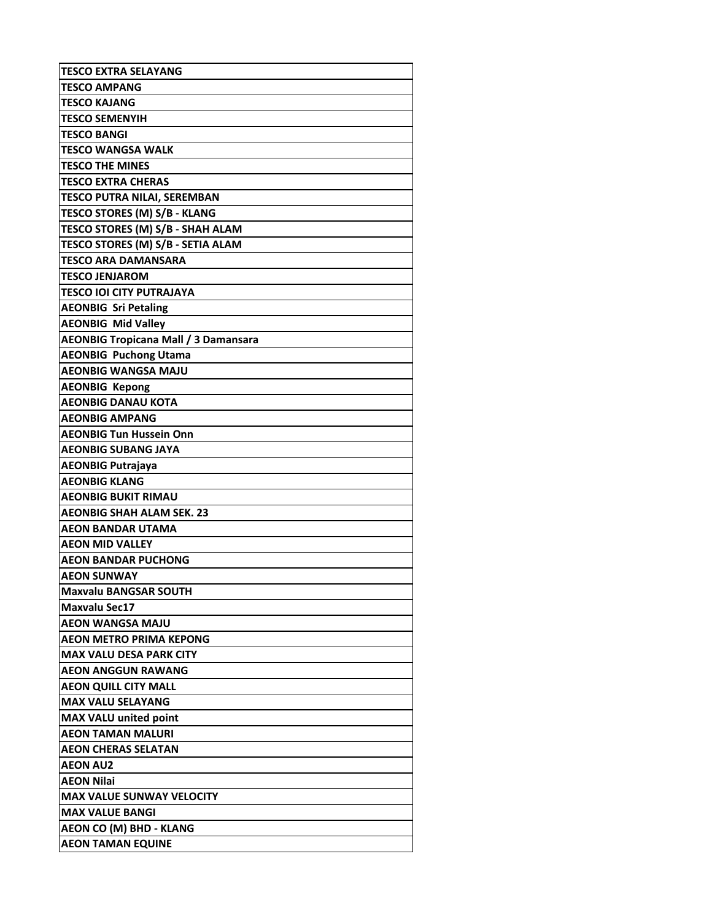| TESCO EXTRA SELAYANG |
| --- |
| TESCO AMPANG |
| TESCO KAJANG |
| TESCO SEMENYIH |
| TESCO BANGI |
| TESCO WANGSA WALK |
| TESCO THE MINES |
| TESCO EXTRA CHERAS |
| TESCO PUTRA NILAI, SEREMBAN |
| TESCO STORES (M) S/B - KLANG |
| TESCO STORES (M) S/B - SHAH ALAM |
| TESCO STORES (M) S/B - SETIA ALAM |
| TESCO ARA DAMANSARA |
| TESCO JENJAROM |
| TESCO IOI CITY PUTRAJAYA |
| AEONBIG  Sri Petaling |
| AEONBIG  Mid Valley |
| AEONBIG Tropicana Mall / 3 Damansara |
| AEONBIG  Puchong Utama |
| AEONBIG WANGSA MAJU |
| AEONBIG  Kepong |
| AEONBIG DANAU KOTA |
| AEONBIG AMPANG |
| AEONBIG Tun Hussein Onn |
| AEONBIG SUBANG JAYA |
| AEONBIG Putrajaya |
| AEONBIG KLANG |
| AEONBIG BUKIT RIMAU |
| AEONBIG SHAH ALAM SEK. 23 |
| AEON BANDAR UTAMA |
| AEON MID VALLEY |
| AEON BANDAR PUCHONG |
| AEON SUNWAY |
| Maxvalu BANGSAR SOUTH |
| Maxvalu Sec17 |
| AEON WANGSA MAJU |
| AEON METRO PRIMA KEPONG |
| MAX VALU DESA PARK CITY |
| AEON ANGGUN RAWANG |
| AEON QUILL CITY MALL |
| MAX VALU SELAYANG |
| MAX VALU united point |
| AEON TAMAN MALURI |
| AEON CHERAS SELATAN |
| AEON AU2 |
| AEON Nilai |
| MAX VALUE SUNWAY VELOCITY |
| MAX VALUE BANGI |
| AEON CO (M) BHD - KLANG |
| AEON TAMAN EQUINE |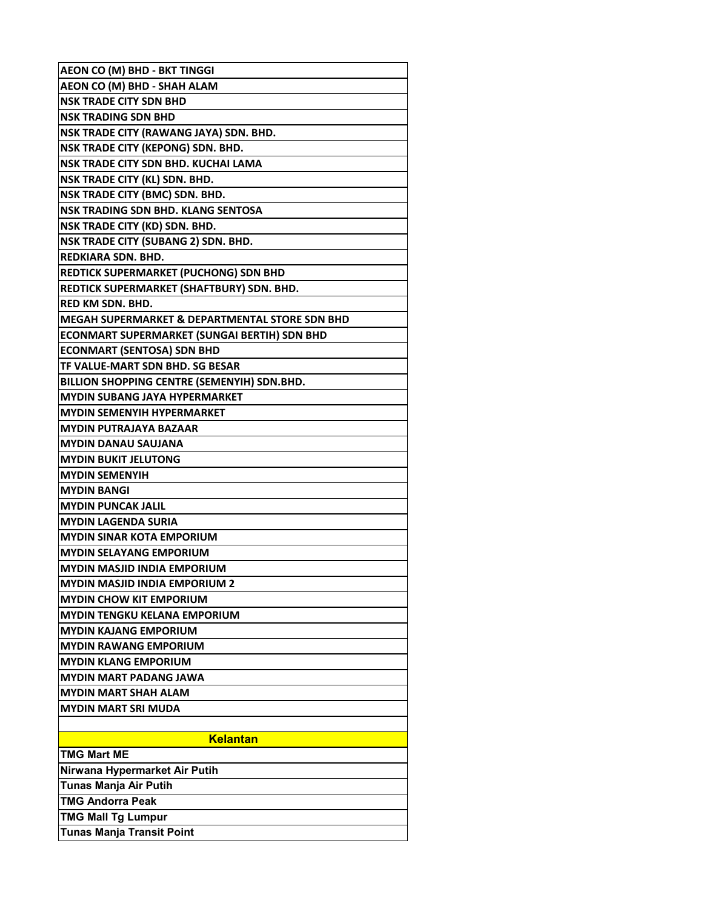| AEON CO (M) BHD - BKT TINGGI |
|---|
| AEON CO (M) BHD - SHAH ALAM |
| NSK TRADE CITY SDN BHD |
| NSK TRADING SDN BHD |
| NSK TRADE CITY (RAWANG JAYA) SDN. BHD. |
| NSK TRADE CITY (KEPONG) SDN. BHD. |
| NSK TRADE CITY SDN BHD. KUCHAI LAMA |
| NSK TRADE CITY (KL) SDN. BHD. |
| NSK TRADE CITY (BMC) SDN. BHD. |
| NSK TRADING SDN BHD. KLANG SENTOSA |
| NSK TRADE CITY (KD) SDN. BHD. |
| NSK TRADE CITY (SUBANG 2) SDN. BHD. |
| REDKIARA SDN. BHD. |
| REDTICK SUPERMARKET (PUCHONG) SDN BHD |
| REDTICK SUPERMARKET (SHAFTBURY) SDN. BHD. |
| RED KM SDN. BHD. |
| MEGAH SUPERMARKET & DEPARTMENTAL STORE SDN BHD |
| ECONMART SUPERMARKET (SUNGAI BERTIH) SDN BHD |
| ECONMART (SENTOSA) SDN BHD |
| TF VALUE-MART SDN BHD. SG BESAR |
| BILLION SHOPPING CENTRE (SEMENYIH) SDN.BHD. |
| MYDIN SUBANG JAYA HYPERMARKET |
| MYDIN SEMENYIH HYPERMARKET |
| MYDIN PUTRAJAYA BAZAAR |
| MYDIN DANAU SAUJANA |
| MYDIN BUKIT JELUTONG |
| MYDIN SEMENYIH |
| MYDIN BANGI |
| MYDIN PUNCAK JALIL |
| MYDIN LAGENDA SURIA |
| MYDIN SINAR KOTA EMPORIUM |
| MYDIN SELAYANG EMPORIUM |
| MYDIN MASJID INDIA EMPORIUM |
| MYDIN MASJID INDIA EMPORIUM 2 |
| MYDIN CHOW KIT EMPORIUM |
| MYDIN TENGKU KELANA EMPORIUM |
| MYDIN KAJANG EMPORIUM |
| MYDIN RAWANG EMPORIUM |
| MYDIN KLANG EMPORIUM |
| MYDIN MART PADANG JAWA |
| MYDIN MART SHAH ALAM |
| MYDIN MART SRI MUDA |
| |
| **Kelantan** |
| TMG Mart ME |
| Nirwana Hypermarket Air Putih |
| Tunas Manja Air Putih |
| TMG Andorra Peak |
| TMG Mall Tg Lumpur |
| Tunas Manja Transit Point |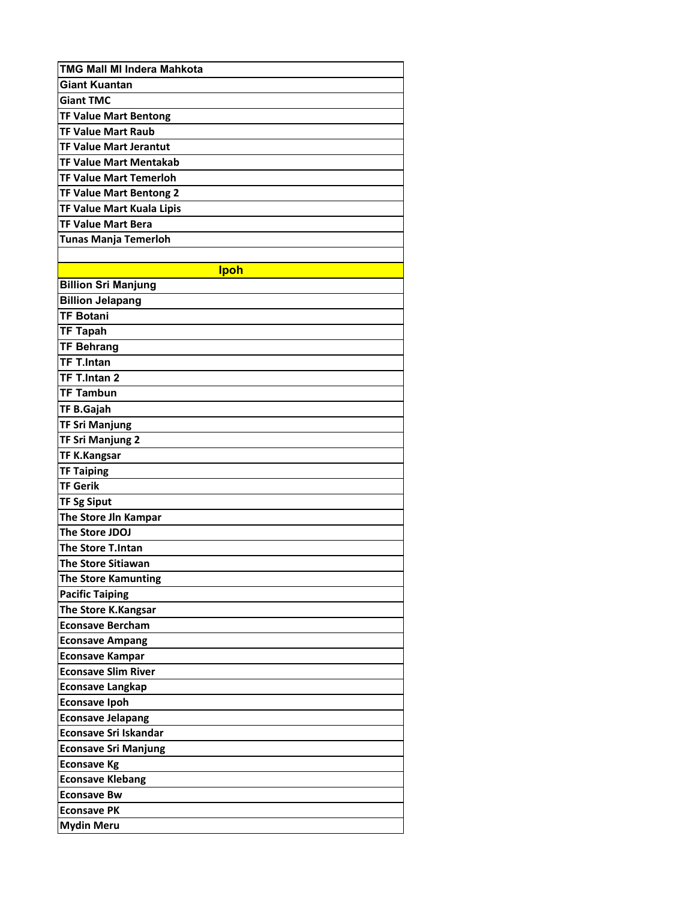| TMG Mall MI Indera Mahkota |
|---|
| Giant Kuantan |
| Giant TMC |
| TF Value Mart Bentong |
| TF Value Mart Raub |
| TF Value Mart Jerantut |
| TF Value Mart Mentakab |
| TF Value Mart Temerloh |
| TF Value Mart Bentong 2 |
| TF Value Mart Kuala Lipis |
| TF Value Mart Bera |
| Tunas Manja Temerloh |
| |
| **Ipoh** |
| Billion Sri Manjung |
| Billion Jelapang |
| TF Botani |
| TF Tapah |
| TF Behrang |
| TF T.Intan |
| TF T.Intan 2 |
| TF Tambun |
| TF B.Gajah |
| TF Sri Manjung |
| TF Sri Manjung 2 |
| TF K.Kangsar |
| TF Taiping |
| TF Gerik |
| TF Sg Siput |
| The Store Jln Kampar |
| The Store JDOJ |
| The Store T.Intan |
| The Store Sitiawan |
| The Store Kamunting |
| Pacific Taiping |
| The Store K.Kangsar |
| Econsave Bercham |
| Econsave Ampang |
| Econsave Kampar |
| Econsave Slim River |
| Econsave Langkap |
| Econsave Ipoh |
| Econsave Jelapang |
| Econsave Sri Iskandar |
| Econsave Sri Manjung |
| Econsave Kg |
| Econsave Klebang |
| Econsave Bw |
| Econsave PK |
| Mydin Meru |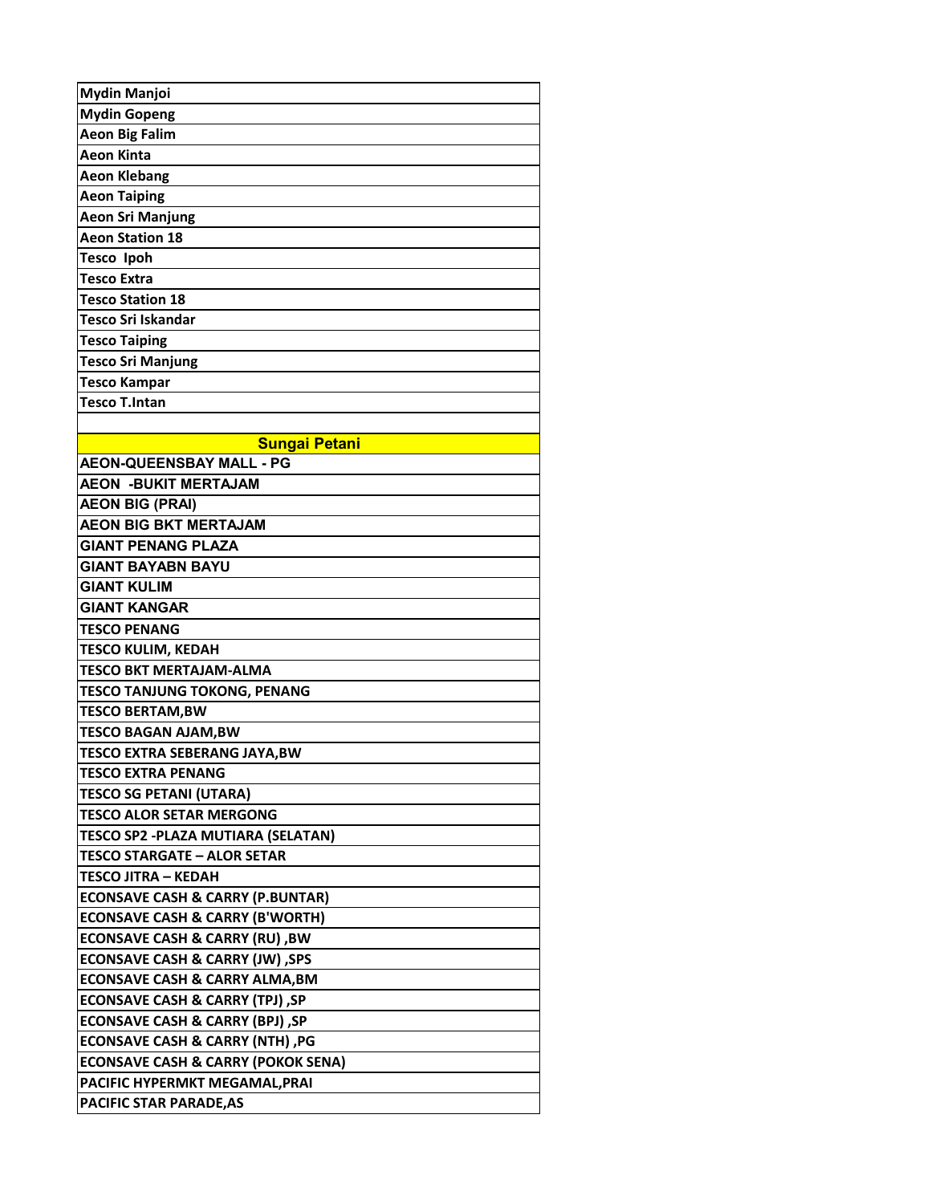| Mydin Manjoi |
|---|
| Mydin Gopeng |
| Aeon Big Falim |
| Aeon Kinta |
| Aeon Klebang |
| Aeon Taiping |
| Aeon Sri Manjung |
| Aeon Station 18 |
| Tesco  Ipoh |
| Tesco Extra |
| Tesco Station 18 |
| Tesco Sri Iskandar |
| Tesco Taiping |
| Tesco Sri Manjung |
| Tesco Kampar |
| Tesco T.Intan |
| |
| **Sungai Petani** |
| AEON-QUEENSBAY MALL - PG |
| AEON  -BUKIT MERTAJAM |
| AEON BIG (PRAI) |
| AEON BIG BKT MERTAJAM |
| GIANT PENANG PLAZA |
| GIANT BAYABN BAYU |
| GIANT KULIM |
| GIANT KANGAR |
| TESCO PENANG |
| TESCO KULIM, KEDAH |
| TESCO BKT MERTAJAM-ALMA |
| TESCO TANJUNG TOKONG, PENANG |
| TESCO BERTAM,BW |
| TESCO BAGAN AJAM,BW |
| TESCO EXTRA SEBERANG JAYA,BW |
| TESCO EXTRA PENANG |
| TESCO SG PETANI (UTARA) |
| TESCO ALOR SETAR MERGONG |
| TESCO SP2 -PLAZA MUTIARA (SELATAN) |
| TESCO STARGATE – ALOR SETAR |
| TESCO JITRA – KEDAH |
| ECONSAVE CASH & CARRY (P.BUNTAR) |
| ECONSAVE CASH & CARRY (B'WORTH) |
| ECONSAVE CASH & CARRY (RU) ,BW |
| ECONSAVE CASH & CARRY (JW) ,SPS |
| ECONSAVE CASH & CARRY ALMA,BM |
| ECONSAVE CASH & CARRY (TPJ) ,SP |
| ECONSAVE CASH & CARRY (BPJ) ,SP |
| ECONSAVE CASH & CARRY (NTH) ,PG |
| ECONSAVE CASH & CARRY (POKOK SENA) |
| PACIFIC HYPERMKT MEGAMAL,PRAI |
| PACIFIC STAR PARADE,AS |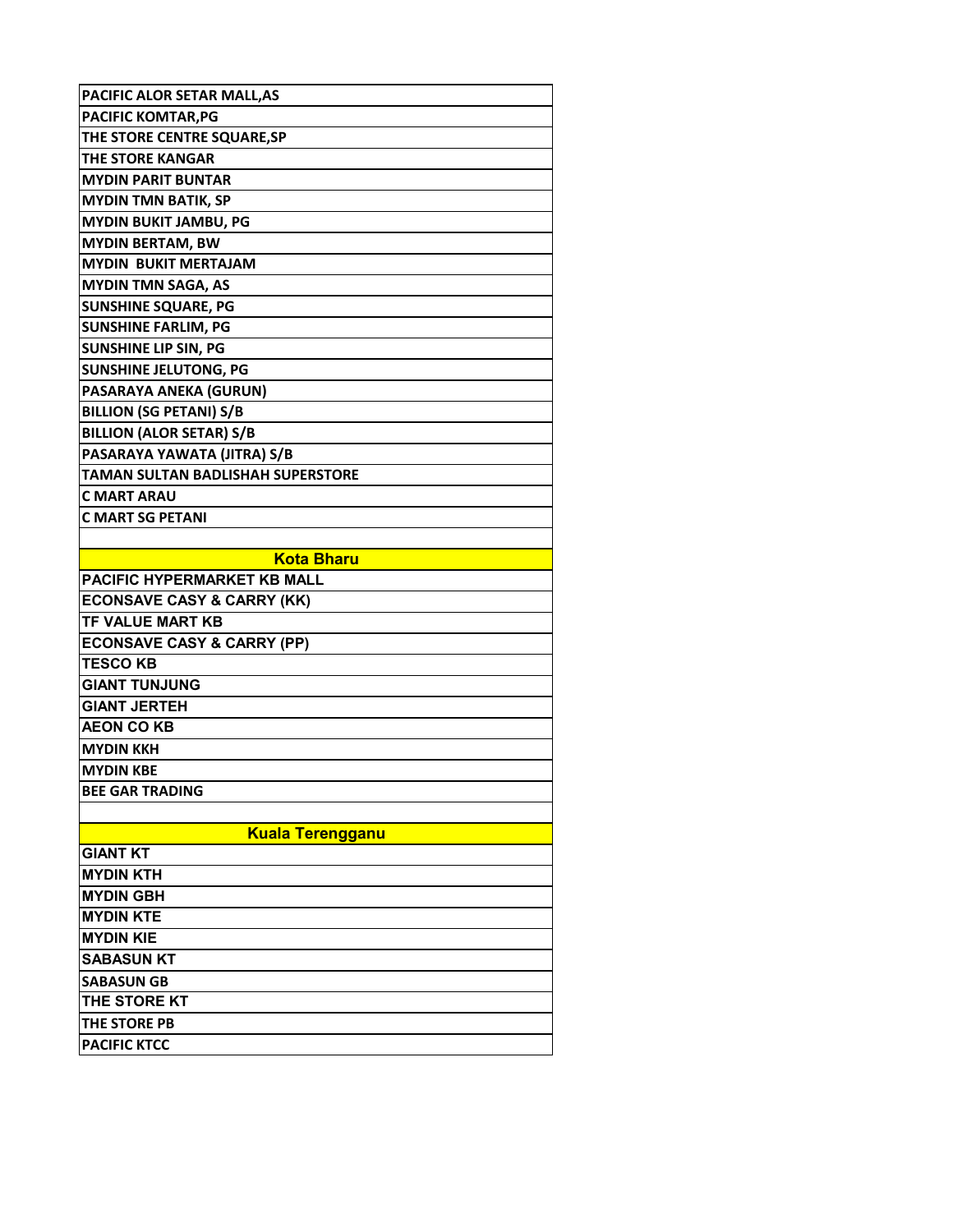| |
|---|
| PACIFIC ALOR SETAR MALL,AS |
| PACIFIC KOMTAR,PG |
| THE STORE CENTRE SQUARE,SP |
| THE STORE KANGAR |
| MYDIN PARIT BUNTAR |
| MYDIN TMN BATIK, SP |
| MYDIN BUKIT JAMBU, PG |
| MYDIN BERTAM, BW |
| MYDIN BUKIT MERTAJAM |
| MYDIN TMN SAGA, AS |
| SUNSHINE SQUARE, PG |
| SUNSHINE FARLIM, PG |
| SUNSHINE LIP SIN, PG |
| SUNSHINE JELUTONG, PG |
| PASARAYA ANEKA (GURUN) |
| BILLION (SG PETANI) S/B |
| BILLION (ALOR SETAR) S/B |
| PASARAYA YAWATA (JITRA) S/B |
| TAMAN SULTAN BADLISHAH SUPERSTORE |
| C MART ARAU |
| C MART SG PETANI |
| |
| **Kota Bharu** |
| PACIFIC HYPERMARKET KB MALL |
| ECONSAVE CASY & CARRY (KK) |
| TF VALUE MART KB |
| ECONSAVE CASY & CARRY (PP) |
| TESCO KB |
| GIANT TUNJUNG |
| GIANT JERTEH |
| AEON CO KB |
| MYDIN KKH |
| MYDIN KBE |
| BEE GAR TRADING |
| |
| **Kuala Terengganu** |
| GIANT KT |
| MYDIN KTH |
| MYDIN GBH |
| MYDIN KTE |
| MYDIN KIE |
| SABASUN KT |
| SABASUN GB |
| THE STORE KT |
| THE STORE PB |
| PACIFIC KTCC |